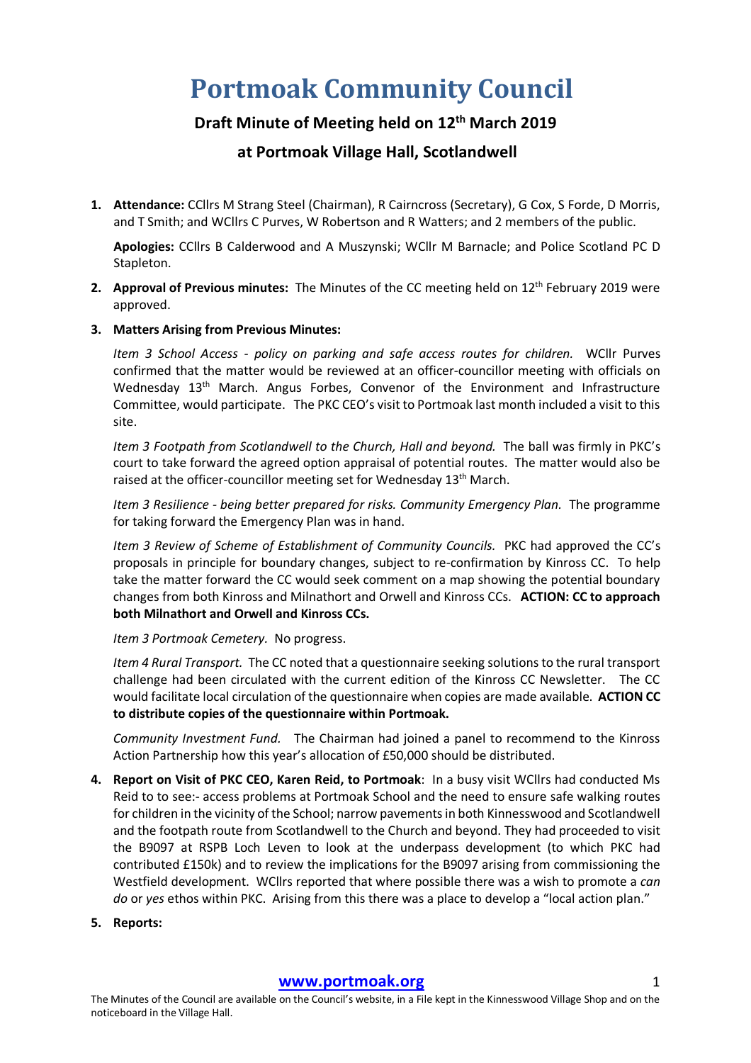# Portmoak Community Council

## Draft Minute of Meeting held on 12th March 2019

## at Portmoak Village Hall, Scotlandwell

1. **Attendance:** CCllrs M Strang Steel (Chairman), R Cairncross (Secretary), G Cox, S Forde, D Morris, and T Smith; and WCllrs C Purves, W Robertson and R Watters; and 2 members of the public.

   **Apologies:** CCllrs B Calderwood and A Muszynski; WCllr M Barnacle; and Police Scotland PC D Stapleton.

2. **Approval of Previous minutes:** The Minutes of the CC meeting held on 12th February 2019 were approved.

3. **Matters Arising from Previous Minutes:**

   *Item 3 School Access - policy on parking and safe access routes for children.* WCllr Purves confirmed that the matter would be reviewed at an officer-councillor meeting with officials on Wednesday 13th March. Angus Forbes, Convenor of the Environment and Infrastructure Committee, would participate. The PKC CEO's visit to Portmoak last month included a visit to this site.

   *Item 3 Footpath from Scotlandwell to the Church, Hall and beyond.* The ball was firmly in PKC's court to take forward the agreed option appraisal of potential routes. The matter would also be raised at the officer-councillor meeting set for Wednesday 13th March.

   *Item 3 Resilience - being better prepared for risks. Community Emergency Plan.* The programme for taking forward the Emergency Plan was in hand.

   *Item 3 Review of Scheme of Establishment of Community Councils.* PKC had approved the CC's proposals in principle for boundary changes, subject to re-confirmation by Kinross CC. To help take the matter forward the CC would seek comment on a map showing the potential boundary changes from both Kinross and Milnathort and Orwell and Kinross CCs. **ACTION: CC to approach both Milnathort and Orwell and Kinross CCs.**

   *Item 3 Portmoak Cemetery.* No progress.

   *Item 4 Rural Transport.* The CC noted that a questionnaire seeking solutions to the rural transport challenge had been circulated with the current edition of the Kinross CC Newsletter. The CC would facilitate local circulation of the questionnaire when copies are made available. **ACTION CC to distribute copies of the questionnaire within Portmoak.**

   *Community Investment Fund.* The Chairman had joined a panel to recommend to the Kinross Action Partnership how this year's allocation of £50,000 should be distributed.

4. **Report on Visit of PKC CEO, Karen Reid, to Portmoak**: In a busy visit WCllrs had conducted Ms Reid to to see:- access problems at Portmoak School and the need to ensure safe walking routes for children in the vicinity of the School; narrow pavements in both Kinnesswood and Scotlandwell and the footpath route from Scotlandwell to the Church and beyond. They had proceeded to visit the B9097 at RSPB Loch Leven to look at the underpass development (to which PKC had contributed £150k) and to review the implications for the B9097 arising from commissioning the Westfield development. WCllrs reported that where possible there was a wish to promote a *can do* or *yes* ethos within PKC. Arising from this there was a place to develop a "local action plan."

5. **Reports:**

**www.portmoak.org**

The Minutes of the Council are available on the Council's website, in a File kept in the Kinnesswood Village Shop and on the noticeboard in the Village Hall.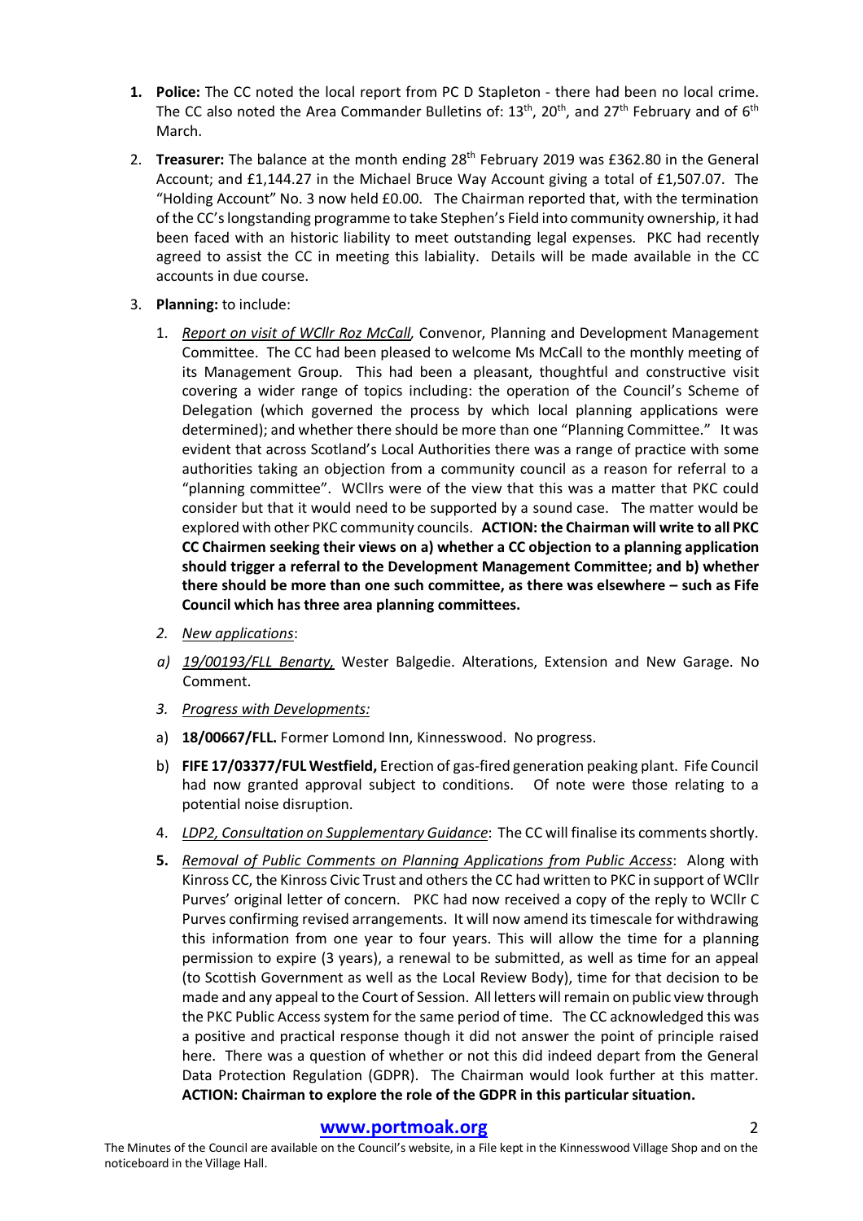1. **Police:** The CC noted the local report from PC D Stapleton - there had been no local crime. The CC also noted the Area Commander Bulletins of: 13th, 20th, and 27th February and of 6th March.

2. **Treasurer:** The balance at the month ending 28th February 2019 was £362.80 in the General Account; and £1,144.27 in the Michael Bruce Way Account giving a total of £1,507.07. The "Holding Account" No. 3 now held £0.00. The Chairman reported that, with the termination of the CC's longstanding programme to take Stephen's Field into community ownership, it had been faced with an historic liability to meet outstanding legal expenses. PKC had recently agreed to assist the CC in meeting this labiality. Details will be made available in the CC accounts in due course.

3. **Planning:** to include:

   1. *Report on visit of WCllr Roz McCall,* Convenor, Planning and Development Management Committee. The CC had been pleased to welcome Ms McCall to the monthly meeting of its Management Group. This had been a pleasant, thoughtful and constructive visit covering a wider range of topics including: the operation of the Council's Scheme of Delegation (which governed the process by which local planning applications were determined); and whether there should be more than one "Planning Committee." It was evident that across Scotland's Local Authorities there was a range of practice with some authorities taking an objection from a community council as a reason for referral to a "planning committee". WCllrs were of the view that this was a matter that PKC could consider but that it would need to be supported by a sound case. The matter would be explored with other PKC community councils. **ACTION: the Chairman will write to all PKC CC Chairmen seeking their views on a) whether a CC objection to a planning application should trigger a referral to the Development Management Committee; and b) whether there should be more than one such committee, as there was elsewhere – such as Fife Council which has three area planning committees.**

   2. *New applications*:

   a) *19/00193/FLL Benarty,* Wester Balgedie. Alterations, Extension and New Garage. No Comment.

   3. *Progress with Developments:*

   a) **18/00667/FLL.** Former Lomond Inn, Kinnesswood. No progress.

   b) **FIFE 17/03377/FUL Westfield,** Erection of gas-fired generation peaking plant. Fife Council had now granted approval subject to conditions. Of note were those relating to a potential noise disruption.

   4. *LDP2, Consultation on Supplementary Guidance*: The CC will finalise its comments shortly.

   5. *Removal of Public Comments on Planning Applications from Public Access*: Along with Kinross CC, the Kinross Civic Trust and others the CC had written to PKC in support of WCllr Purves' original letter of concern. PKC had now received a copy of the reply to WCllr C Purves confirming revised arrangements. It will now amend its timescale for withdrawing this information from one year to four years. This will allow the time for a planning permission to expire (3 years), a renewal to be submitted, as well as time for an appeal (to Scottish Government as well as the Local Review Body), time for that decision to be made and any appeal to the Court of Session. All letters will remain on public view through the PKC Public Access system for the same period of time. The CC acknowledged this was a positive and practical response though it did not answer the point of principle raised here. There was a question of whether or not this did indeed depart from the General Data Protection Regulation (GDPR). The Chairman would look further at this matter. **ACTION: Chairman to explore the role of the GDPR in this particular situation.**

**www.portmoak.org**

The Minutes of the Council are available on the Council's website, in a File kept in the Kinnesswood Village Shop and on the noticeboard in the Village Hall.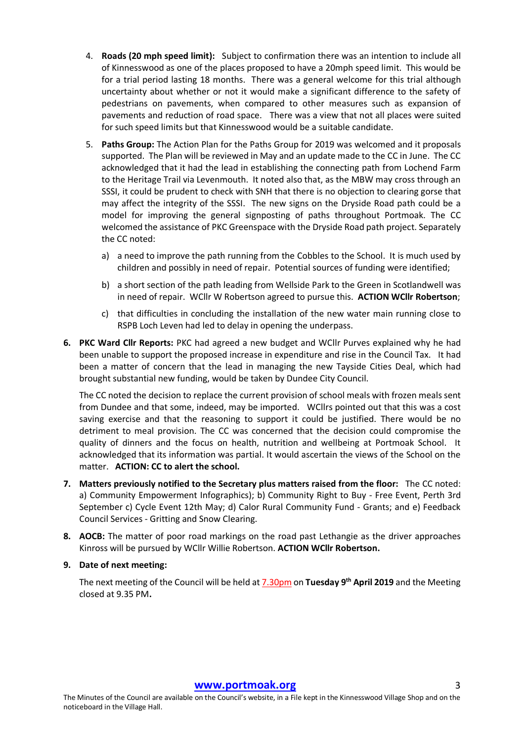4. **Roads (20 mph speed limit):** Subject to confirmation there was an intention to include all of Kinnesswood as one of the places proposed to have a 20mph speed limit. This would be for a trial period lasting 18 months. There was a general welcome for this trial although uncertainty about whether or not it would make a significant difference to the safety of pedestrians on pavements, when compared to other measures such as expansion of pavements and reduction of road space. There was a view that not all places were suited for such speed limits but that Kinnesswood would be a suitable candidate.

5. **Paths Group:** The Action Plan for the Paths Group for 2019 was welcomed and it proposals supported. The Plan will be reviewed in May and an update made to the CC in June. The CC acknowledged that it had the lead in establishing the connecting path from Lochend Farm to the Heritage Trail via Levenmouth. It noted also that, as the MBW may cross through an SSSI, it could be prudent to check with SNH that there is no objection to clearing gorse that may affect the integrity of the SSSI. The new signs on the Dryside Road path could be a model for improving the general signposting of paths throughout Portmoak. The CC welcomed the assistance of PKC Greenspace with the Dryside Road path project. Separately the CC noted:

   a) a need to improve the path running from the Cobbles to the School. It is much used by children and possibly in need of repair. Potential sources of funding were identified;

   b) a short section of the path leading from Wellside Park to the Green in Scotlandwell was in need of repair. WCllr W Robertson agreed to pursue this. **ACTION WCllr Robertson**;

   c) that difficulties in concluding the installation of the new water main running close to RSPB Loch Leven had led to delay in opening the underpass.

6. **PKC Ward Cllr Reports:** PKC had agreed a new budget and WCllr Purves explained why he had been unable to support the proposed increase in expenditure and rise in the Council Tax. It had been a matter of concern that the lead in managing the new Tayside Cities Deal, which had brought substantial new funding, would be taken by Dundee City Council.

   The CC noted the decision to replace the current provision of school meals with frozen meals sent from Dundee and that some, indeed, may be imported. WCllrs pointed out that this was a cost saving exercise and that the reasoning to support it could be justified. There would be no detriment to meal provision. The CC was concerned that the decision could compromise the quality of dinners and the focus on health, nutrition and wellbeing at Portmoak School. It acknowledged that its information was partial. It would ascertain the views of the School on the matter. **ACTION: CC to alert the school.**

7. **Matters previously notified to the Secretary plus matters raised from the floor:** The CC noted: a) Community Empowerment Infographics); b) Community Right to Buy - Free Event, Perth 3rd September c) Cycle Event 12th May; d) Calor Rural Community Fund - Grants; and e) Feedback Council Services - Gritting and Snow Clearing.

8. **AOCB:** The matter of poor road markings on the road past Lethangie as the driver approaches Kinross will be pursued by WCllr Willie Robertson. **ACTION WCllr Robertson.**

9. **Date of next meeting:**

   The next meeting of the Council will be held at 7.30pm on **Tuesday 9th April 2019** and the Meeting closed at 9.35 PM**.**

**www.portmoak.org**

The Minutes of the Council are available on the Council's website, in a File kept in the Kinnesswood Village Shop and on the noticeboard in the Village Hall.